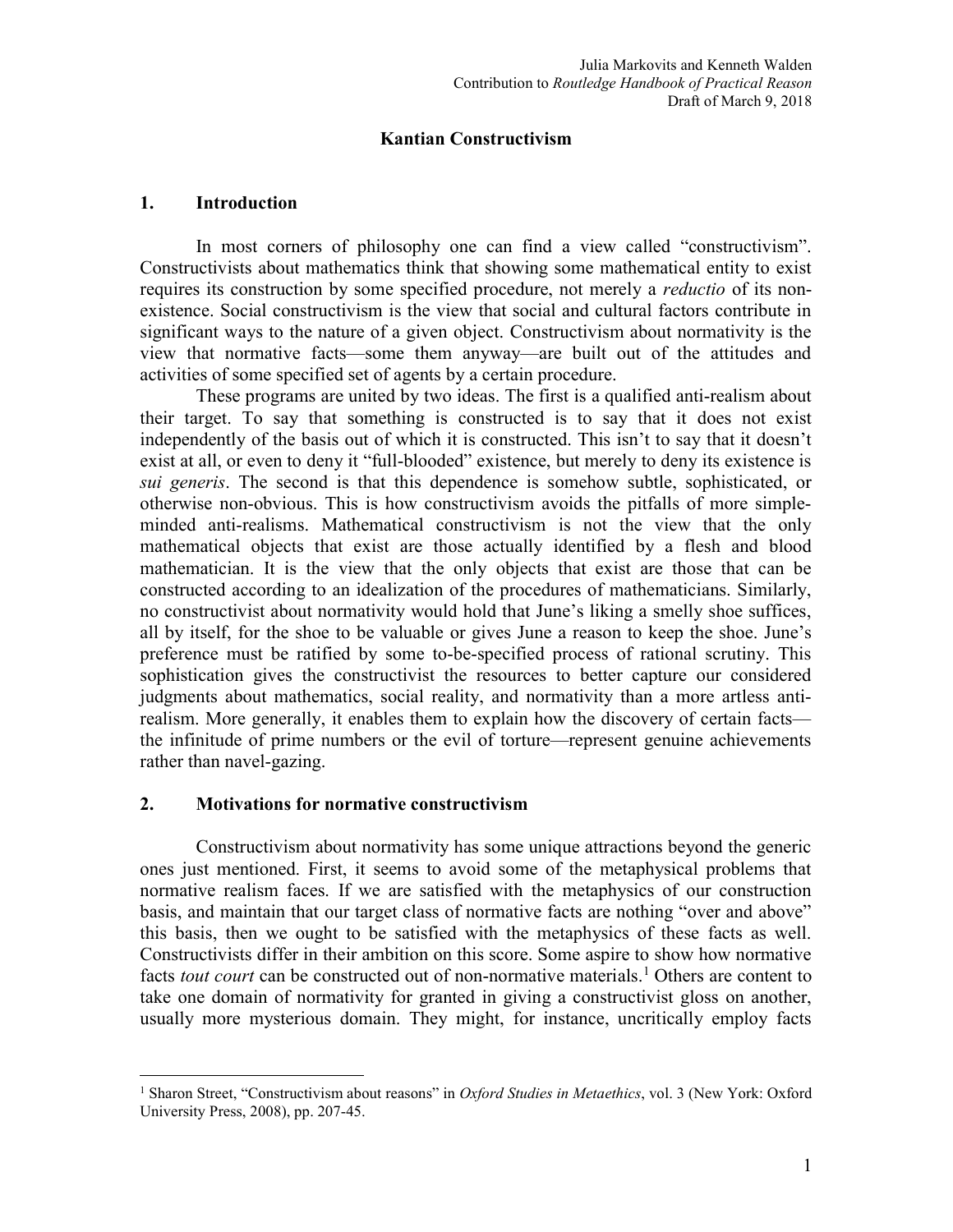Julia Markovits and Kenneth Walden
Contribution to *Routledge Handbook of Practical Reason*
Draft of March 9, 2018

# Kantian Constructivism

## 1. Introduction

In most corners of philosophy one can find a view called "constructivism". Constructivists about mathematics think that showing some mathematical entity to exist requires its construction by some specified procedure, not merely a *reductio* of its non-existence. Social constructivism is the view that social and cultural factors contribute in significant ways to the nature of a given object. Constructivism about normativity is the view that normative facts—some them anyway—are built out of the attitudes and activities of some specified set of agents by a certain procedure.

These programs are united by two ideas. The first is a qualified anti-realism about their target. To say that something is constructed is to say that it does not exist independently of the basis out of which it is constructed. This isn't to say that it doesn't exist at all, or even to deny it "full-blooded" existence, but merely to deny its existence is *sui generis*. The second is that this dependence is somehow subtle, sophisticated, or otherwise non-obvious. This is how constructivism avoids the pitfalls of more simple-minded anti-realisms. Mathematical constructivism is not the view that the only mathematical objects that exist are those actually identified by a flesh and blood mathematician. It is the view that the only objects that exist are those that can be constructed according to an idealization of the procedures of mathematicians. Similarly, no constructivist about normativity would hold that June's liking a smelly shoe suffices, all by itself, for the shoe to be valuable or gives June a reason to keep the shoe. June's preference must be ratified by some to-be-specified process of rational scrutiny. This sophistication gives the constructivist the resources to better capture our considered judgments about mathematics, social reality, and normativity than a more artless anti-realism. More generally, it enables them to explain how the discovery of certain facts—the infinitude of prime numbers or the evil of torture—represent genuine achievements rather than navel-gazing.

## 2. Motivations for normative constructivism

Constructivism about normativity has some unique attractions beyond the generic ones just mentioned. First, it seems to avoid some of the metaphysical problems that normative realism faces. If we are satisfied with the metaphysics of our construction basis, and maintain that our target class of normative facts are nothing "over and above" this basis, then we ought to be satisfied with the metaphysics of these facts as well. Constructivists differ in their ambition on this score. Some aspire to show how normative facts *tout court* can be constructed out of non-normative materials.[1] Others are content to take one domain of normativity for granted in giving a constructivist gloss on another, usually more mysterious domain. They might, for instance, uncritically employ facts

---

[1] Sharon Street, "Constructivism about reasons" in *Oxford Studies in Metaethics*, vol. 3 (New York: Oxford University Press, 2008), pp. 207-45.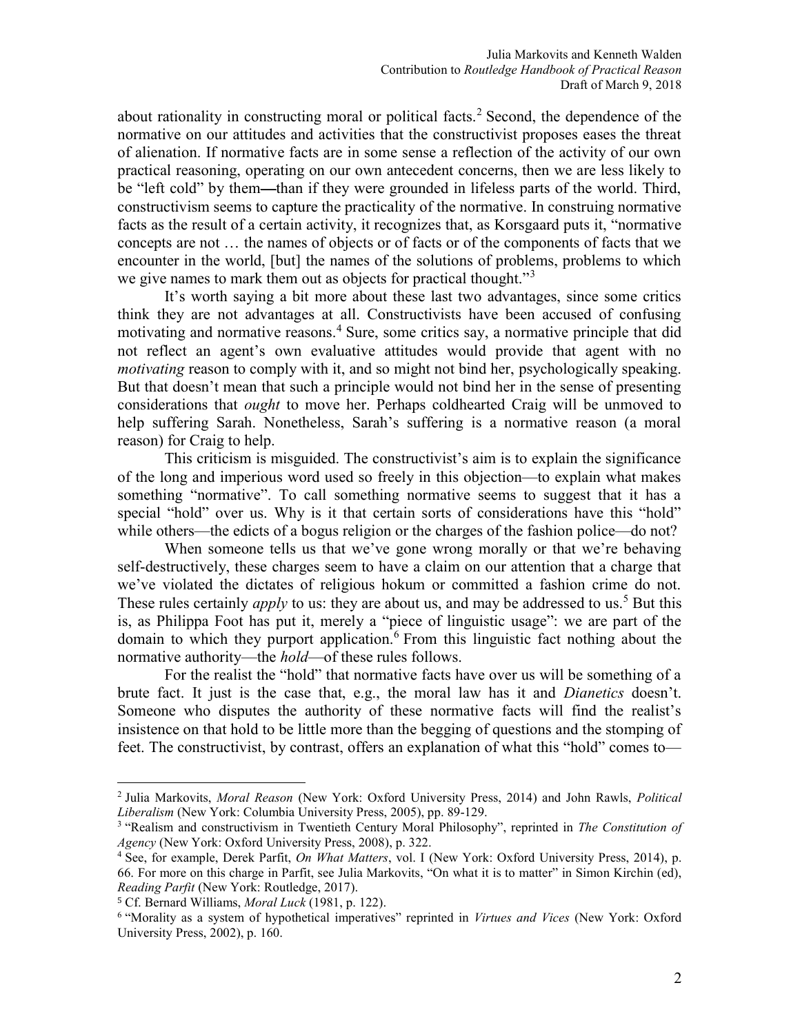about rationality in constructing moral or political facts.[2] Second, the dependence of the normative on our attitudes and activities that the constructivist proposes eases the threat of alienation. If normative facts are in some sense a reflection of the activity of our own practical reasoning, operating on our own antecedent concerns, then we are less likely to be "left cold" by them—than if they were grounded in lifeless parts of the world. Third, constructivism seems to capture the practicality of the normative. In construing normative facts as the result of a certain activity, it recognizes that, as Korsgaard puts it, "normative concepts are not … the names of objects or of facts or of the components of facts that we encounter in the world, [but] the names of the solutions of problems, problems to which we give names to mark them out as objects for practical thought."[3]

It's worth saying a bit more about these last two advantages, since some critics think they are not advantages at all. Constructivists have been accused of confusing motivating and normative reasons.[4] Sure, some critics say, a normative principle that did not reflect an agent's own evaluative attitudes would provide that agent with no *motivating* reason to comply with it, and so might not bind her, psychologically speaking. But that doesn't mean that such a principle would not bind her in the sense of presenting considerations that *ought* to move her. Perhaps coldhearted Craig will be unmoved to help suffering Sarah. Nonetheless, Sarah's suffering is a normative reason (a moral reason) for Craig to help.

This criticism is misguided. The constructivist's aim is to explain the significance of the long and imperious word used so freely in this objection—to explain what makes something "normative". To call something normative seems to suggest that it has a special "hold" over us. Why is it that certain sorts of considerations have this "hold" while others—the edicts of a bogus religion or the charges of the fashion police—do not?

When someone tells us that we've gone wrong morally or that we're behaving self-destructively, these charges seem to have a claim on our attention that a charge that we've violated the dictates of religious hokum or committed a fashion crime do not. These rules certainly *apply* to us: they are about us, and may be addressed to us.[5] But this is, as Philippa Foot has put it, merely a "piece of linguistic usage": we are part of the domain to which they purport application.[6] From this linguistic fact nothing about the normative authority—the *hold*—of these rules follows.

For the realist the "hold" that normative facts have over us will be something of a brute fact. It just is the case that, e.g., the moral law has it and *Dianetics* doesn't. Someone who disputes the authority of these normative facts will find the realist's insistence on that hold to be little more than the begging of questions and the stomping of feet. The constructivist, by contrast, offers an explanation of what this "hold" comes to—

---

[2] Julia Markovits, *Moral Reason* (New York: Oxford University Press, 2014) and John Rawls, *Political Liberalism* (New York: Columbia University Press, 2005), pp. 89-129.

[3] "Realism and constructivism in Twentieth Century Moral Philosophy", reprinted in *The Constitution of Agency* (New York: Oxford University Press, 2008), p. 322.

[4] See, for example, Derek Parfit, *On What Matters*, vol. I (New York: Oxford University Press, 2014), p. 66. For more on this charge in Parfit, see Julia Markovits, "On what it is to matter" in Simon Kirchin (ed), *Reading Parfit* (New York: Routledge, 2017).

[5] Cf. Bernard Williams, *Moral Luck* (1981, p. 122).

[6] "Morality as a system of hypothetical imperatives" reprinted in *Virtues and Vices* (New York: Oxford University Press, 2002), p. 160.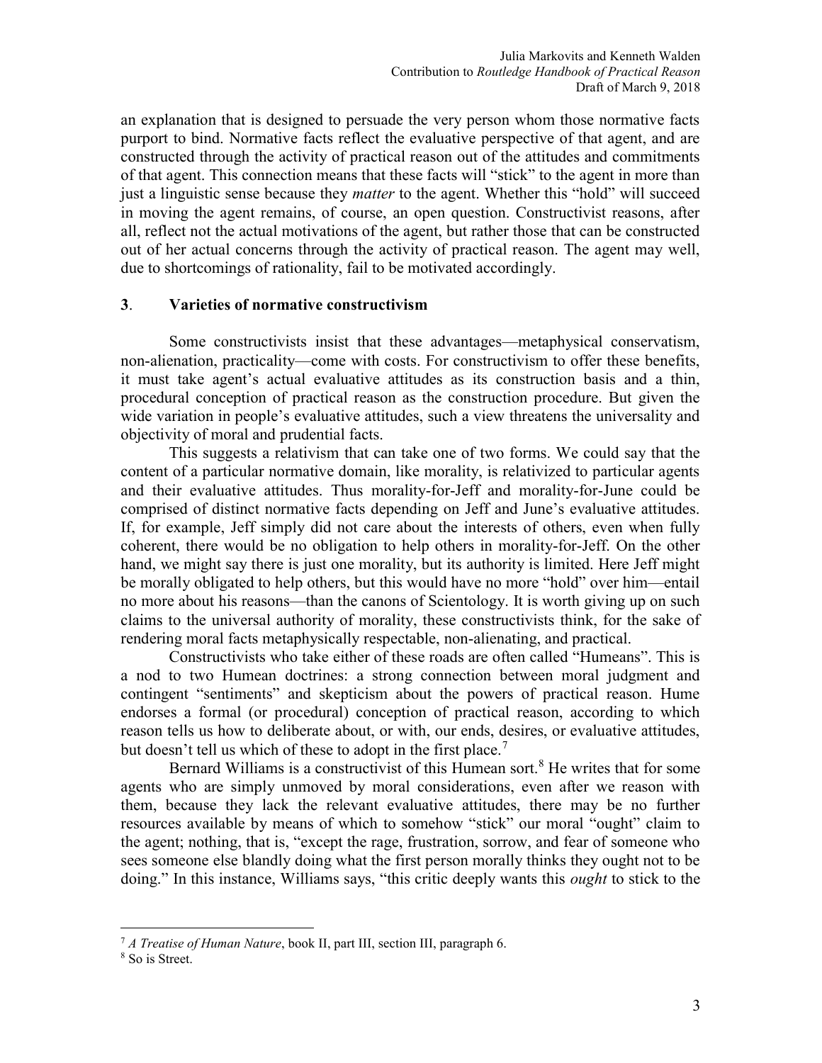an explanation that is designed to persuade the very person whom those normative facts purport to bind. Normative facts reflect the evaluative perspective of that agent, and are constructed through the activity of practical reason out of the attitudes and commitments of that agent. This connection means that these facts will "stick" to the agent in more than just a linguistic sense because they *matter* to the agent. Whether this "hold" will succeed in moving the agent remains, of course, an open question. Constructivist reasons, after all, reflect not the actual motivations of the agent, but rather those that can be constructed out of her actual concerns through the activity of practical reason. The agent may well, due to shortcomings of rationality, fail to be motivated accordingly.

## 3. Varieties of normative constructivism

Some constructivists insist that these advantages—metaphysical conservatism, non-alienation, practicality—come with costs. For constructivism to offer these benefits, it must take agent's actual evaluative attitudes as its construction basis and a thin, procedural conception of practical reason as the construction procedure. But given the wide variation in people's evaluative attitudes, such a view threatens the universality and objectivity of moral and prudential facts.

This suggests a relativism that can take one of two forms. We could say that the content of a particular normative domain, like morality, is relativized to particular agents and their evaluative attitudes. Thus morality-for-Jeff and morality-for-June could be comprised of distinct normative facts depending on Jeff and June's evaluative attitudes. If, for example, Jeff simply did not care about the interests of others, even when fully coherent, there would be no obligation to help others in morality-for-Jeff. On the other hand, we might say there is just one morality, but its authority is limited. Here Jeff might be morally obligated to help others, but this would have no more "hold" over him—entail no more about his reasons—than the canons of Scientology. It is worth giving up on such claims to the universal authority of morality, these constructivists think, for the sake of rendering moral facts metaphysically respectable, non-alienating, and practical.

Constructivists who take either of these roads are often called "Humeans". This is a nod to two Humean doctrines: a strong connection between moral judgment and contingent "sentiments" and skepticism about the powers of practical reason. Hume endorses a formal (or procedural) conception of practical reason, according to which reason tells us how to deliberate about, or with, our ends, desires, or evaluative attitudes, but doesn't tell us which of these to adopt in the first place.[7]

Bernard Williams is a constructivist of this Humean sort.[8] He writes that for some agents who are simply unmoved by moral considerations, even after we reason with them, because they lack the relevant evaluative attitudes, there may be no further resources available by means of which to somehow "stick" our moral "ought" claim to the agent; nothing, that is, "except the rage, frustration, sorrow, and fear of someone who sees someone else blandly doing what the first person morally thinks they ought not to be doing." In this instance, Williams says, "this critic deeply wants this *ought* to stick to the

---

[7] *A Treatise of Human Nature*, book II, part III, section III, paragraph 6.

[8] So is Street.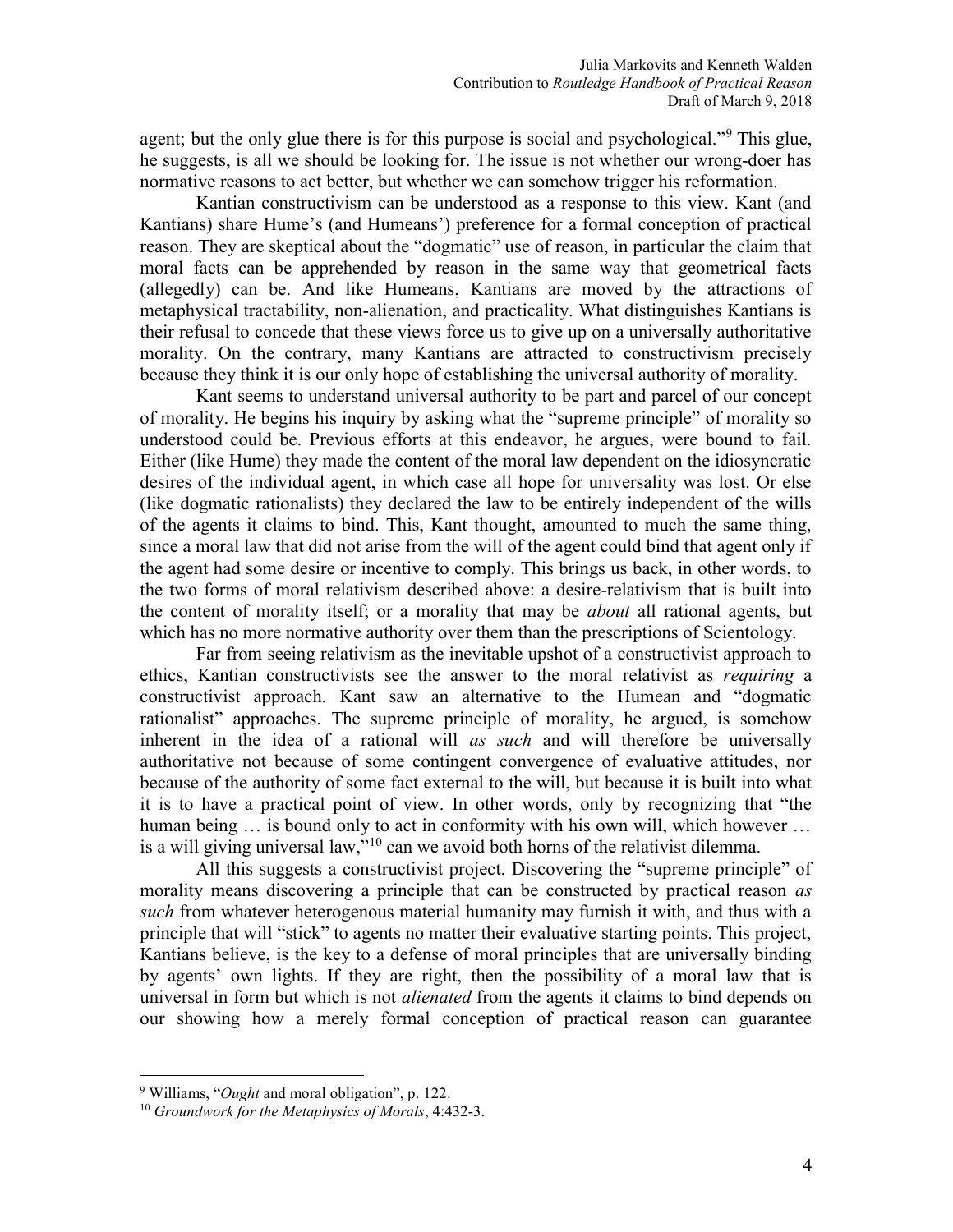agent; but the only glue there is for this purpose is social and psychological."[9] This glue, he suggests, is all we should be looking for. The issue is not whether our wrong-doer has normative reasons to act better, but whether we can somehow trigger his reformation.

Kantian constructivism can be understood as a response to this view. Kant (and Kantians) share Hume's (and Humeans') preference for a formal conception of practical reason. They are skeptical about the "dogmatic" use of reason, in particular the claim that moral facts can be apprehended by reason in the same way that geometrical facts (allegedly) can be. And like Humeans, Kantians are moved by the attractions of metaphysical tractability, non-alienation, and practicality. What distinguishes Kantians is their refusal to concede that these views force us to give up on a universally authoritative morality. On the contrary, many Kantians are attracted to constructivism precisely because they think it is our only hope of establishing the universal authority of morality.

Kant seems to understand universal authority to be part and parcel of our concept of morality. He begins his inquiry by asking what the "supreme principle" of morality so understood could be. Previous efforts at this endeavor, he argues, were bound to fail. Either (like Hume) they made the content of the moral law dependent on the idiosyncratic desires of the individual agent, in which case all hope for universality was lost. Or else (like dogmatic rationalists) they declared the law to be entirely independent of the wills of the agents it claims to bind. This, Kant thought, amounted to much the same thing, since a moral law that did not arise from the will of the agent could bind that agent only if the agent had some desire or incentive to comply. This brings us back, in other words, to the two forms of moral relativism described above: a desire-relativism that is built into the content of morality itself; or a morality that may be *about* all rational agents, but which has no more normative authority over them than the prescriptions of Scientology.

Far from seeing relativism as the inevitable upshot of a constructivist approach to ethics, Kantian constructivists see the answer to the moral relativist as *requiring* a constructivist approach. Kant saw an alternative to the Humean and "dogmatic rationalist" approaches. The supreme principle of morality, he argued, is somehow inherent in the idea of a rational will *as such* and will therefore be universally authoritative not because of some contingent convergence of evaluative attitudes, nor because of the authority of some fact external to the will, but because it is built into what it is to have a practical point of view. In other words, only by recognizing that "the human being … is bound only to act in conformity with his own will, which however … is a will giving universal law,"[10] can we avoid both horns of the relativist dilemma.

All this suggests a constructivist project. Discovering the "supreme principle" of morality means discovering a principle that can be constructed by practical reason *as such* from whatever heterogenous material humanity may furnish it with, and thus with a principle that will "stick" to agents no matter their evaluative starting points. This project, Kantians believe, is the key to a defense of moral principles that are universally binding by agents' own lights. If they are right, then the possibility of a moral law that is universal in form but which is not *alienated* from the agents it claims to bind depends on our showing how a merely formal conception of practical reason can guarantee

---

[9] Williams, "*Ought* and moral obligation", p. 122.

[10] *Groundwork for the Metaphysics of Morals*, 4:432-3.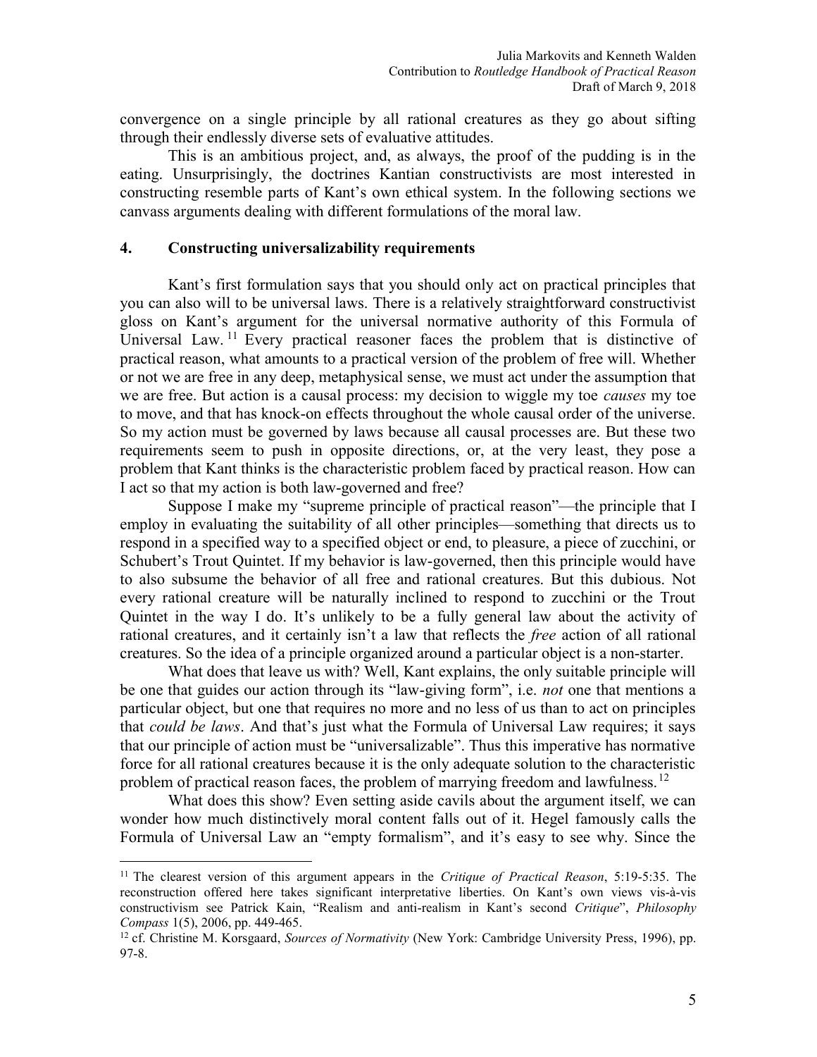convergence on a single principle by all rational creatures as they go about sifting through their endlessly diverse sets of evaluative attitudes.

This is an ambitious project, and, as always, the proof of the pudding is in the eating. Unsurprisingly, the doctrines Kantian constructivists are most interested in constructing resemble parts of Kant's own ethical system. In the following sections we canvass arguments dealing with different formulations of the moral law.

## 4. Constructing universalizability requirements

Kant's first formulation says that you should only act on practical principles that you can also will to be universal laws. There is a relatively straightforward constructivist gloss on Kant's argument for the universal normative authority of this Formula of Universal Law.[11] Every practical reasoner faces the problem that is distinctive of practical reason, what amounts to a practical version of the problem of free will. Whether or not we are free in any deep, metaphysical sense, we must act under the assumption that we are free. But action is a causal process: my decision to wiggle my toe *causes* my toe to move, and that has knock-on effects throughout the whole causal order of the universe. So my action must be governed by laws because all causal processes are. But these two requirements seem to push in opposite directions, or, at the very least, they pose a problem that Kant thinks is the characteristic problem faced by practical reason. How can I act so that my action is both law-governed and free?

Suppose I make my "supreme principle of practical reason"—the principle that I employ in evaluating the suitability of all other principles—something that directs us to respond in a specified way to a specified object or end, to pleasure, a piece of zucchini, or Schubert's Trout Quintet. If my behavior is law-governed, then this principle would have to also subsume the behavior of all free and rational creatures. But this dubious. Not every rational creature will be naturally inclined to respond to zucchini or the Trout Quintet in the way I do. It's unlikely to be a fully general law about the activity of rational creatures, and it certainly isn't a law that reflects the *free* action of all rational creatures. So the idea of a principle organized around a particular object is a non-starter.

What does that leave us with? Well, Kant explains, the only suitable principle will be one that guides our action through its "law-giving form", i.e. *not* one that mentions a particular object, but one that requires no more and no less of us than to act on principles that *could be laws*. And that's just what the Formula of Universal Law requires; it says that our principle of action must be "universalizable". Thus this imperative has normative force for all rational creatures because it is the only adequate solution to the characteristic problem of practical reason faces, the problem of marrying freedom and lawfulness.[12]

What does this show? Even setting aside cavils about the argument itself, we can wonder how much distinctively moral content falls out of it. Hegel famously calls the Formula of Universal Law an "empty formalism", and it's easy to see why. Since the

---

[11] The clearest version of this argument appears in the *Critique of Practical Reason*, 5:19-5:35. The reconstruction offered here takes significant interpretative liberties. On Kant's own views vis-à-vis constructivism see Patrick Kain, "Realism and anti-realism in Kant's second *Critique*", *Philosophy Compass* 1(5), 2006, pp. 449-465.

[12] cf. Christine M. Korsgaard, *Sources of Normativity* (New York: Cambridge University Press, 1996), pp. 97-8.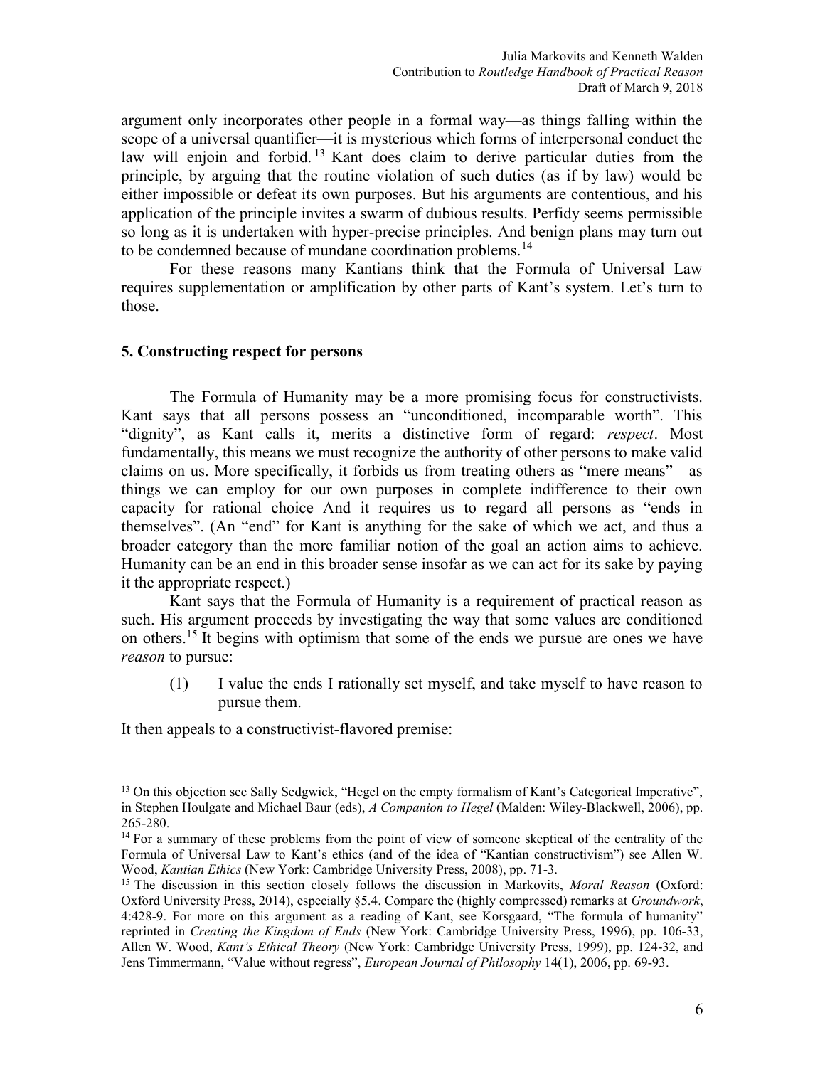argument only incorporates other people in a formal way—as things falling within the scope of a universal quantifier—it is mysterious which forms of interpersonal conduct the law will enjoin and forbid.[13] Kant does claim to derive particular duties from the principle, by arguing that the routine violation of such duties (as if by law) would be either impossible or defeat its own purposes. But his arguments are contentious, and his application of the principle invites a swarm of dubious results. Perfidy seems permissible so long as it is undertaken with hyper-precise principles. And benign plans may turn out to be condemned because of mundane coordination problems.[14]

For these reasons many Kantians think that the Formula of Universal Law requires supplementation or amplification by other parts of Kant's system. Let's turn to those.

## 5. Constructing respect for persons

The Formula of Humanity may be a more promising focus for constructivists. Kant says that all persons possess an "unconditioned, incomparable worth". This "dignity", as Kant calls it, merits a distinctive form of regard: *respect*. Most fundamentally, this means we must recognize the authority of other persons to make valid claims on us. More specifically, it forbids us from treating others as "mere means"—as things we can employ for our own purposes in complete indifference to their own capacity for rational choice And it requires us to regard all persons as "ends in themselves". (An "end" for Kant is anything for the sake of which we act, and thus a broader category than the more familiar notion of the goal an action aims to achieve. Humanity can be an end in this broader sense insofar as we can act for its sake by paying it the appropriate respect.)

Kant says that the Formula of Humanity is a requirement of practical reason as such. His argument proceeds by investigating the way that some values are conditioned on others.[15] It begins with optimism that some of the ends we pursue are ones we have *reason* to pursue:

> (1) I value the ends I rationally set myself, and take myself to have reason to pursue them.

It then appeals to a constructivist-flavored premise:

---

[13] On this objection see Sally Sedgwick, "Hegel on the empty formalism of Kant's Categorical Imperative", in Stephen Houlgate and Michael Baur (eds), *A Companion to Hegel* (Malden: Wiley-Blackwell, 2006), pp. 265-280.

[14] For a summary of these problems from the point of view of someone skeptical of the centrality of the Formula of Universal Law to Kant's ethics (and of the idea of "Kantian constructivism") see Allen W. Wood, *Kantian Ethics* (New York: Cambridge University Press, 2008), pp. 71-3.

[15] The discussion in this section closely follows the discussion in Markovits, *Moral Reason* (Oxford: Oxford University Press, 2014), especially §5.4. Compare the (highly compressed) remarks at *Groundwork*, 4:428-9. For more on this argument as a reading of Kant, see Korsgaard, "The formula of humanity" reprinted in *Creating the Kingdom of Ends* (New York: Cambridge University Press, 1996), pp. 106-33, Allen W. Wood, *Kant's Ethical Theory* (New York: Cambridge University Press, 1999), pp. 124-32, and Jens Timmermann, "Value without regress", *European Journal of Philosophy* 14(1), 2006, pp. 69-93.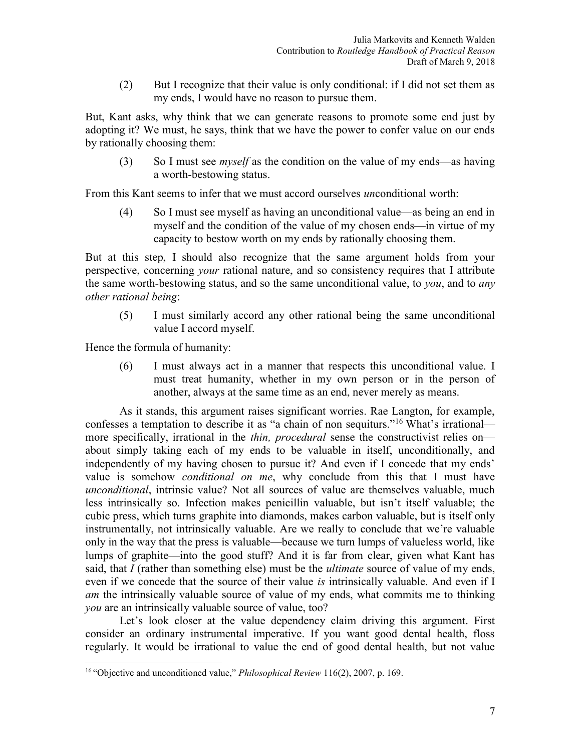(2) But I recognize that their value is only conditional: if I did not set them as my ends, I would have no reason to pursue them.

But, Kant asks, why think that we can generate reasons to promote some end just by adopting it? We must, he says, think that we have the power to confer value on our ends by rationally choosing them:

(3) So I must see *myself* as the condition on the value of my ends—as having a worth-bestowing status.

From this Kant seems to infer that we must accord ourselves *un*conditional worth:

(4) So I must see myself as having an unconditional value—as being an end in myself and the condition of the value of my chosen ends—in virtue of my capacity to bestow worth on my ends by rationally choosing them.

But at this step, I should also recognize that the same argument holds from your perspective, concerning *your* rational nature, and so consistency requires that I attribute the same worth-bestowing status, and so the same unconditional value, to *you*, and to *any other rational being*:

(5) I must similarly accord any other rational being the same unconditional value I accord myself.

Hence the formula of humanity:

(6) I must always act in a manner that respects this unconditional value. I must treat humanity, whether in my own person or in the person of another, always at the same time as an end, never merely as means.

As it stands, this argument raises significant worries. Rae Langton, for example, confesses a temptation to describe it as "a chain of non sequiturs."[16] What's irrational—more specifically, irrational in the *thin, procedural* sense the constructivist relies on—about simply taking each of my ends to be valuable in itself, unconditionally, and independently of my having chosen to pursue it? And even if I concede that my ends' value is somehow *conditional on me*, why conclude from this that I must have *unconditional*, intrinsic value? Not all sources of value are themselves valuable, much less intrinsically so. Infection makes penicillin valuable, but isn't itself valuable; the cubic press, which turns graphite into diamonds, makes carbon valuable, but is itself only instrumentally, not intrinsically valuable. Are we really to conclude that we're valuable only in the way that the press is valuable—because we turn lumps of valueless world, like lumps of graphite—into the good stuff? And it is far from clear, given what Kant has said, that *I* (rather than something else) must be the *ultimate* source of value of my ends, even if we concede that the source of their value *is* intrinsically valuable. And even if I *am* the intrinsically valuable source of value of my ends, what commits me to thinking *you* are an intrinsically valuable source of value, too?

Let's look closer at the value dependency claim driving this argument. First consider an ordinary instrumental imperative. If you want good dental health, floss regularly. It would be irrational to value the end of good dental health, but not value

[16] "Objective and unconditioned value," *Philosophical Review* 116(2), 2007, p. 169.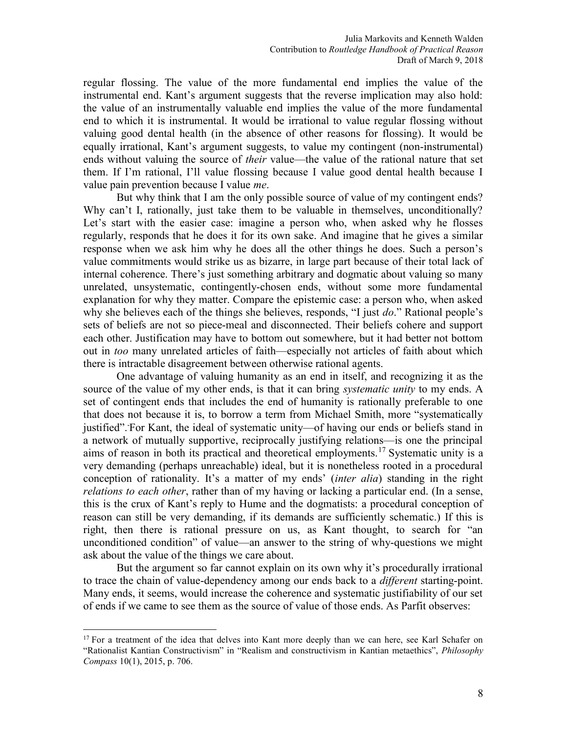regular flossing. The value of the more fundamental end implies the value of the instrumental end. Kant's argument suggests that the reverse implication may also hold: the value of an instrumentally valuable end implies the value of the more fundamental end to which it is instrumental. It would be irrational to value regular flossing without valuing good dental health (in the absence of other reasons for flossing). It would be equally irrational, Kant's argument suggests, to value my contingent (non-instrumental) ends without valuing the source of *their* value—the value of the rational nature that set them. If I'm rational, I'll value flossing because I value good dental health because I value pain prevention because I value *me*.

But why think that I am the only possible source of value of my contingent ends? Why can't I, rationally, just take them to be valuable in themselves, unconditionally? Let's start with the easier case: imagine a person who, when asked why he flosses regularly, responds that he does it for its own sake. And imagine that he gives a similar response when we ask him why he does all the other things he does. Such a person's value commitments would strike us as bizarre, in large part because of their total lack of internal coherence. There's just something arbitrary and dogmatic about valuing so many unrelated, unsystematic, contingently-chosen ends, without some more fundamental explanation for why they matter. Compare the epistemic case: a person who, when asked why she believes each of the things she believes, responds, "I just *do*." Rational people's sets of beliefs are not so piece-meal and disconnected. Their beliefs cohere and support each other. Justification may have to bottom out somewhere, but it had better not bottom out in *too* many unrelated articles of faith—especially not articles of faith about which there is intractable disagreement between otherwise rational agents.

One advantage of valuing humanity as an end in itself, and recognizing it as the source of the value of my other ends, is that it can bring *systematic unity* to my ends. A set of contingent ends that includes the end of humanity is rationally preferable to one that does not because it is, to borrow a term from Michael Smith, more "systematically justified". For Kant, the ideal of systematic unity—of having our ends or beliefs stand in a network of mutually supportive, reciprocally justifying relations—is one the principal aims of reason in both its practical and theoretical employments.[17] Systematic unity is a very demanding (perhaps unreachable) ideal, but it is nonetheless rooted in a procedural conception of rationality. It's a matter of my ends' (*inter alia*) standing in the right *relations to each other*, rather than of my having or lacking a particular end. (In a sense, this is the crux of Kant's reply to Hume and the dogmatists: a procedural conception of reason can still be very demanding, if its demands are sufficiently schematic.) If this is right, then there is rational pressure on us, as Kant thought, to search for "an unconditioned condition" of value—an answer to the string of why-questions we might ask about the value of the things we care about.

But the argument so far cannot explain on its own why it's procedurally irrational to trace the chain of value-dependency among our ends back to a *different* starting-point. Many ends, it seems, would increase the coherence and systematic justifiability of our set of ends if we came to see them as the source of value of those ends. As Parfit observes:

[17] For a treatment of the idea that delves into Kant more deeply than we can here, see Karl Schafer on "Rationalist Kantian Constructivism" in "Realism and constructivism in Kantian metaethics", *Philosophy Compass* 10(1), 2015, p. 706.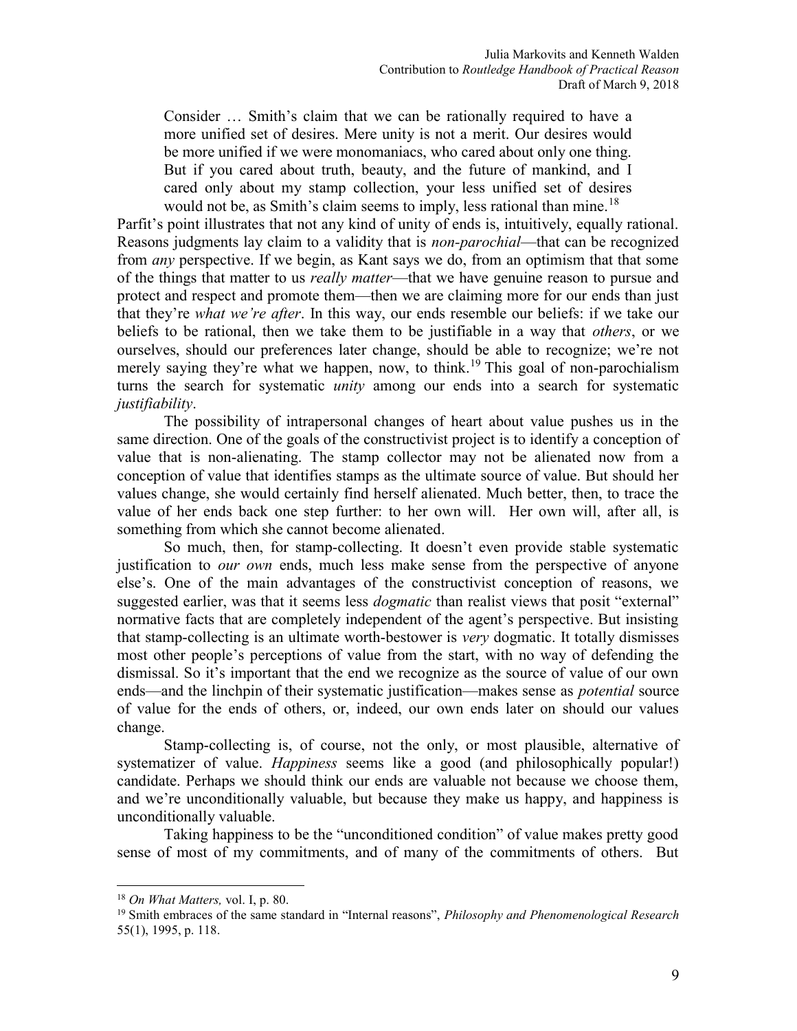> Consider … Smith's claim that we can be rationally required to have a more unified set of desires. Mere unity is not a merit. Our desires would be more unified if we were monomaniacs, who cared about only one thing. But if you cared about truth, beauty, and the future of mankind, and I cared only about my stamp collection, your less unified set of desires would not be, as Smith's claim seems to imply, less rational than mine.[18]

Parfit's point illustrates that not any kind of unity of ends is, intuitively, equally rational. Reasons judgments lay claim to a validity that is *non-parochial*—that can be recognized from *any* perspective. If we begin, as Kant says we do, from an optimism that that some of the things that matter to us *really matter*—that we have genuine reason to pursue and protect and respect and promote them—then we are claiming more for our ends than just that they're *what we're after*. In this way, our ends resemble our beliefs: if we take our beliefs to be rational, then we take them to be justifiable in a way that *others*, or we ourselves, should our preferences later change, should be able to recognize; we're not merely saying they're what we happen, now, to think.[19] This goal of non-parochialism turns the search for systematic *unity* among our ends into a search for systematic *justifiability*.

The possibility of intrapersonal changes of heart about value pushes us in the same direction. One of the goals of the constructivist project is to identify a conception of value that is non-alienating. The stamp collector may not be alienated now from a conception of value that identifies stamps as the ultimate source of value. But should her values change, she would certainly find herself alienated. Much better, then, to trace the value of her ends back one step further: to her own will. Her own will, after all, is something from which she cannot become alienated.

So much, then, for stamp-collecting. It doesn't even provide stable systematic justification to *our own* ends, much less make sense from the perspective of anyone else's. One of the main advantages of the constructivist conception of reasons, we suggested earlier, was that it seems less *dogmatic* than realist views that posit "external" normative facts that are completely independent of the agent's perspective. But insisting that stamp-collecting is an ultimate worth-bestower is *very* dogmatic. It totally dismisses most other people's perceptions of value from the start, with no way of defending the dismissal. So it's important that the end we recognize as the source of value of our own ends—and the linchpin of their systematic justification—makes sense as *potential* source of value for the ends of others, or, indeed, our own ends later on should our values change.

Stamp-collecting is, of course, not the only, or most plausible, alternative of systematizer of value. *Happiness* seems like a good (and philosophically popular!) candidate. Perhaps we should think our ends are valuable not because we choose them, and we're unconditionally valuable, but because they make us happy, and happiness is unconditionally valuable.

Taking happiness to be the "unconditioned condition" of value makes pretty good sense of most of my commitments, and of many of the commitments of others. But

---

[18] *On What Matters,* vol. I, p. 80.

[19] Smith embraces of the same standard in "Internal reasons", *Philosophy and Phenomenological Research* 55(1), 1995, p. 118.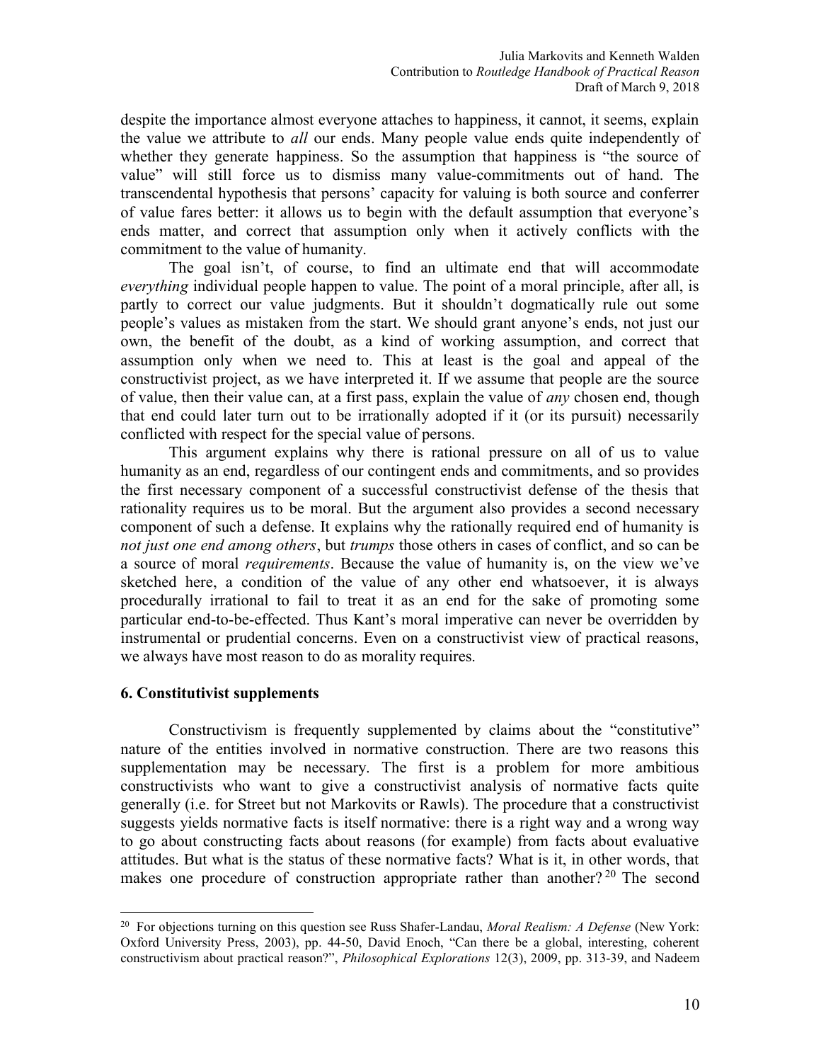despite the importance almost everyone attaches to happiness, it cannot, it seems, explain the value we attribute to *all* our ends. Many people value ends quite independently of whether they generate happiness. So the assumption that happiness is "the source of value" will still force us to dismiss many value-commitments out of hand. The transcendental hypothesis that persons' capacity for valuing is both source and conferrer of value fares better: it allows us to begin with the default assumption that everyone's ends matter, and correct that assumption only when it actively conflicts with the commitment to the value of humanity.

The goal isn't, of course, to find an ultimate end that will accommodate *everything* individual people happen to value. The point of a moral principle, after all, is partly to correct our value judgments. But it shouldn't dogmatically rule out some people's values as mistaken from the start. We should grant anyone's ends, not just our own, the benefit of the doubt, as a kind of working assumption, and correct that assumption only when we need to. This at least is the goal and appeal of the constructivist project, as we have interpreted it. If we assume that people are the source of value, then their value can, at a first pass, explain the value of *any* chosen end, though that end could later turn out to be irrationally adopted if it (or its pursuit) necessarily conflicted with respect for the special value of persons.

This argument explains why there is rational pressure on all of us to value humanity as an end, regardless of our contingent ends and commitments, and so provides the first necessary component of a successful constructivist defense of the thesis that rationality requires us to be moral. But the argument also provides a second necessary component of such a defense. It explains why the rationally required end of humanity is *not just one end among others*, but *trumps* those others in cases of conflict, and so can be a source of moral *requirements*. Because the value of humanity is, on the view we've sketched here, a condition of the value of any other end whatsoever, it is always procedurally irrational to fail to treat it as an end for the sake of promoting some particular end-to-be-effected. Thus Kant's moral imperative can never be overridden by instrumental or prudential concerns. Even on a constructivist view of practical reasons, we always have most reason to do as morality requires.

## 6. Constitutivist supplements

Constructivism is frequently supplemented by claims about the "constitutive" nature of the entities involved in normative construction. There are two reasons this supplementation may be necessary. The first is a problem for more ambitious constructivists who want to give a constructivist analysis of normative facts quite generally (i.e. for Street but not Markovits or Rawls). The procedure that a constructivist suggests yields normative facts is itself normative: there is a right way and a wrong way to go about constructing facts about reasons (for example) from facts about evaluative attitudes. But what is the status of these normative facts? What is it, in other words, that makes one procedure of construction appropriate rather than another?[20] The second

[20] For objections turning on this question see Russ Shafer-Landau, *Moral Realism: A Defense* (New York: Oxford University Press, 2003), pp. 44-50, David Enoch, "Can there be a global, interesting, coherent constructivism about practical reason?", *Philosophical Explorations* 12(3), 2009, pp. 313-39, and Nadeem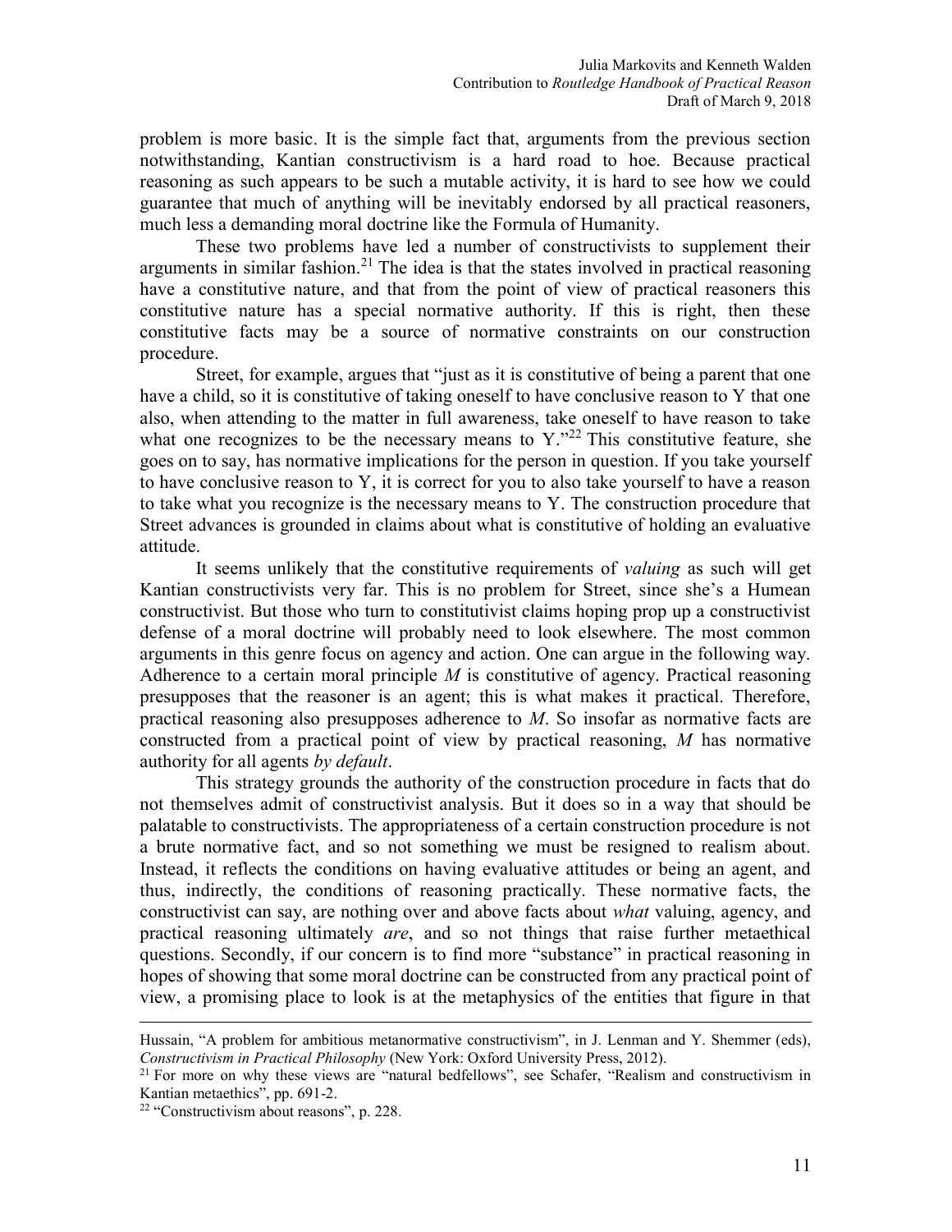problem is more basic. It is the simple fact that, arguments from the previous section notwithstanding, Kantian constructivism is a hard road to hoe. Because practical reasoning as such appears to be such a mutable activity, it is hard to see how we could guarantee that much of anything will be inevitably endorsed by all practical reasoners, much less a demanding moral doctrine like the Formula of Humanity.

These two problems have led a number of constructivists to supplement their arguments in similar fashion.[21] The idea is that the states involved in practical reasoning have a constitutive nature, and that from the point of view of practical reasoners this constitutive nature has a special normative authority. If this is right, then these constitutive facts may be a source of normative constraints on our construction procedure.

Street, for example, argues that "just as it is constitutive of being a parent that one have a child, so it is constitutive of taking oneself to have conclusive reason to Y that one also, when attending to the matter in full awareness, take oneself to have reason to take what one recognizes to be the necessary means to Y."[22] This constitutive feature, she goes on to say, has normative implications for the person in question. If you take yourself to have conclusive reason to Y, it is correct for you to also take yourself to have a reason to take what you recognize is the necessary means to Y. The construction procedure that Street advances is grounded in claims about what is constitutive of holding an evaluative attitude.

It seems unlikely that the constitutive requirements of *valuing* as such will get Kantian constructivists very far. This is no problem for Street, since she's a Humean constructivist. But those who turn to constitutivist claims hoping prop up a constructivist defense of a moral doctrine will probably need to look elsewhere. The most common arguments in this genre focus on agency and action. One can argue in the following way. Adherence to a certain moral principle *M* is constitutive of agency. Practical reasoning presupposes that the reasoner is an agent; this is what makes it practical. Therefore, practical reasoning also presupposes adherence to *M*. So insofar as normative facts are constructed from a practical point of view by practical reasoning, *M* has normative authority for all agents *by default*.

This strategy grounds the authority of the construction procedure in facts that do not themselves admit of constructivist analysis. But it does so in a way that should be palatable to constructivists. The appropriateness of a certain construction procedure is not a brute normative fact, and so not something we must be resigned to realism about. Instead, it reflects the conditions on having evaluative attitudes or being an agent, and thus, indirectly, the conditions of reasoning practically. These normative facts, the constructivist can say, are nothing over and above facts about *what* valuing, agency, and practical reasoning ultimately *are*, and so not things that raise further metaethical questions. Secondly, if our concern is to find more "substance" in practical reasoning in hopes of showing that some moral doctrine can be constructed from any practical point of view, a promising place to look is at the metaphysics of the entities that figure in that

---

Hussain, "A problem for ambitious metanormative constructivism", in J. Lenman and Y. Shemmer (eds), *Constructivism in Practical Philosophy* (New York: Oxford University Press, 2012).

[21] For more on why these views are "natural bedfellows", see Schafer, "Realism and constructivism in Kantian metaethics", pp. 691-2.

[22] "Constructivism about reasons", p. 228.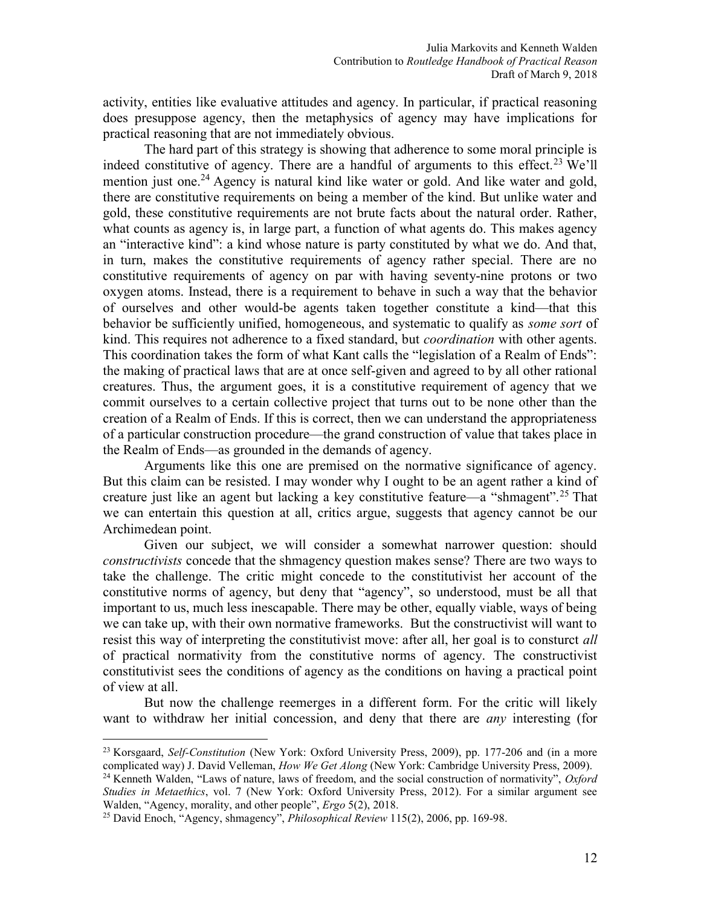activity, entities like evaluative attitudes and agency. In particular, if practical reasoning does presuppose agency, then the metaphysics of agency may have implications for practical reasoning that are not immediately obvious.

The hard part of this strategy is showing that adherence to some moral principle is indeed constitutive of agency. There are a handful of arguments to this effect.[23] We'll mention just one.[24] Agency is natural kind like water or gold. And like water and gold, there are constitutive requirements on being a member of the kind. But unlike water and gold, these constitutive requirements are not brute facts about the natural order. Rather, what counts as agency is, in large part, a function of what agents do. This makes agency an "interactive kind": a kind whose nature is party constituted by what we do. And that, in turn, makes the constitutive requirements of agency rather special. There are no constitutive requirements of agency on par with having seventy-nine protons or two oxygen atoms. Instead, there is a requirement to behave in such a way that the behavior of ourselves and other would-be agents taken together constitute a kind—that this behavior be sufficiently unified, homogeneous, and systematic to qualify as *some sort* of kind. This requires not adherence to a fixed standard, but *coordination* with other agents. This coordination takes the form of what Kant calls the "legislation of a Realm of Ends": the making of practical laws that are at once self-given and agreed to by all other rational creatures. Thus, the argument goes, it is a constitutive requirement of agency that we commit ourselves to a certain collective project that turns out to be none other than the creation of a Realm of Ends. If this is correct, then we can understand the appropriateness of a particular construction procedure—the grand construction of value that takes place in the Realm of Ends—as grounded in the demands of agency.

Arguments like this one are premised on the normative significance of agency. But this claim can be resisted. I may wonder why I ought to be an agent rather a kind of creature just like an agent but lacking a key constitutive feature—a "shmagent".[25] That we can entertain this question at all, critics argue, suggests that agency cannot be our Archimedean point.

Given our subject, we will consider a somewhat narrower question: should *constructivists* concede that the shmagency question makes sense? There are two ways to take the challenge. The critic might concede to the constitutivist her account of the constitutive norms of agency, but deny that "agency", so understood, must be all that important to us, much less inescapable. There may be other, equally viable, ways of being we can take up, with their own normative frameworks. But the constructivist will want to resist this way of interpreting the constitutivist move: after all, her goal is to consturct *all* of practical normativity from the constitutive norms of agency. The constructivist constitutivist sees the conditions of agency as the conditions on having a practical point of view at all.

But now the challenge reemerges in a different form. For the critic will likely want to withdraw her initial concession, and deny that there are *any* interesting (for

---

[23] Korsgaard, *Self-Constitution* (New York: Oxford University Press, 2009), pp. 177-206 and (in a more complicated way) J. David Velleman, *How We Get Along* (New York: Cambridge University Press, 2009).

[24] Kenneth Walden, "Laws of nature, laws of freedom, and the social construction of normativity", *Oxford Studies in Metaethics*, vol. 7 (New York: Oxford University Press, 2012). For a similar argument see Walden, "Agency, morality, and other people", *Ergo* 5(2), 2018.

[25] David Enoch, "Agency, shmagency", *Philosophical Review* 115(2), 2006, pp. 169-98.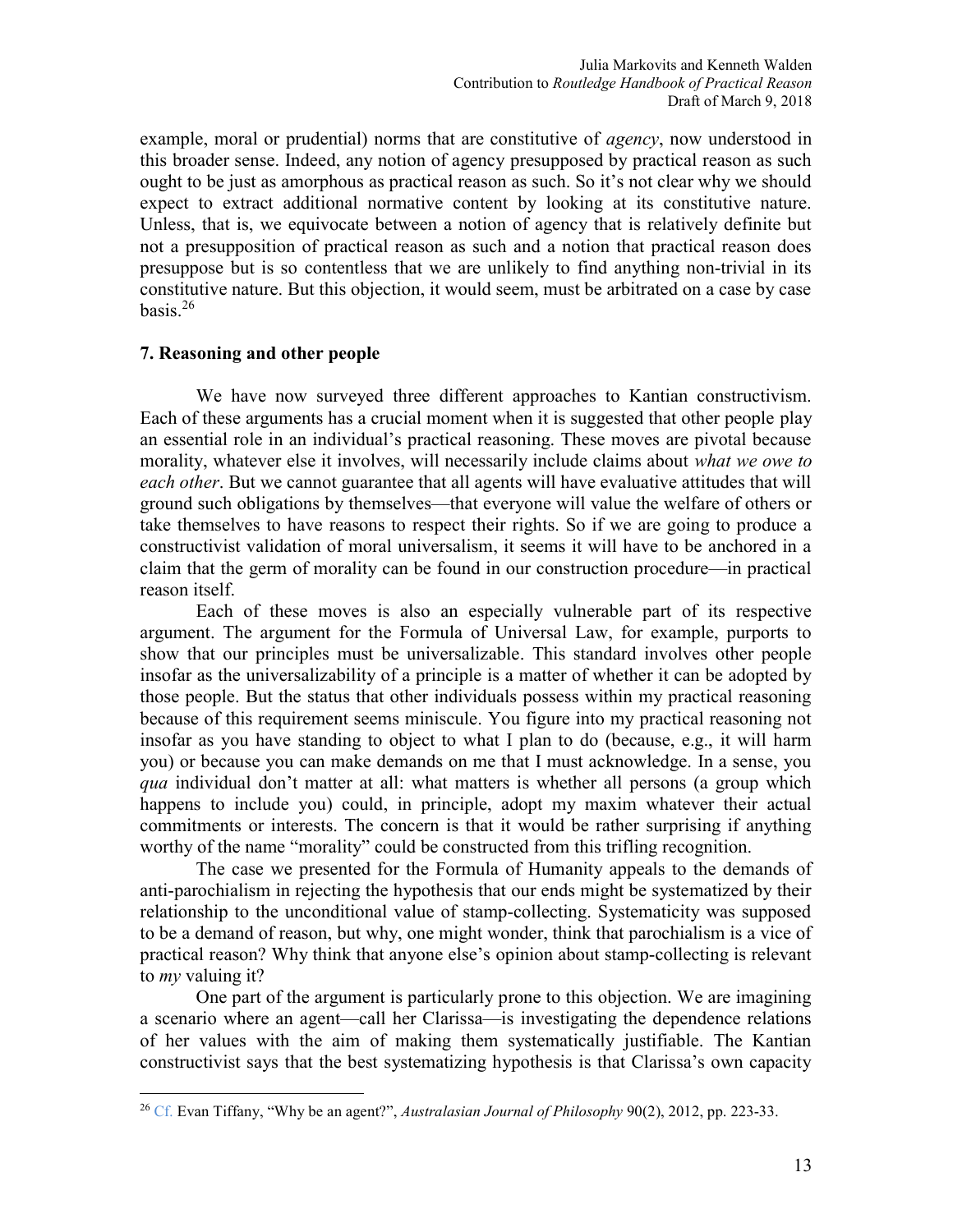example, moral or prudential) norms that are constitutive of *agency*, now understood in this broader sense. Indeed, any notion of agency presupposed by practical reason as such ought to be just as amorphous as practical reason as such. So it's not clear why we should expect to extract additional normative content by looking at its constitutive nature. Unless, that is, we equivocate between a notion of agency that is relatively definite but not a presupposition of practical reason as such and a notion that practical reason does presuppose but is so contentless that we are unlikely to find anything non-trivial in its constitutive nature. But this objection, it would seem, must be arbitrated on a case by case basis.[26]

## 7. Reasoning and other people

We have now surveyed three different approaches to Kantian constructivism. Each of these arguments has a crucial moment when it is suggested that other people play an essential role in an individual's practical reasoning. These moves are pivotal because morality, whatever else it involves, will necessarily include claims about *what we owe to each other*. But we cannot guarantee that all agents will have evaluative attitudes that will ground such obligations by themselves—that everyone will value the welfare of others or take themselves to have reasons to respect their rights. So if we are going to produce a constructivist validation of moral universalism, it seems it will have to be anchored in a claim that the germ of morality can be found in our construction procedure—in practical reason itself.

Each of these moves is also an especially vulnerable part of its respective argument. The argument for the Formula of Universal Law, for example, purports to show that our principles must be universalizable. This standard involves other people insofar as the universalizability of a principle is a matter of whether it can be adopted by those people. But the status that other individuals possess within my practical reasoning because of this requirement seems miniscule. You figure into my practical reasoning not insofar as you have standing to object to what I plan to do (because, e.g., it will harm you) or because you can make demands on me that I must acknowledge. In a sense, you *qua* individual don't matter at all: what matters is whether all persons (a group which happens to include you) could, in principle, adopt my maxim whatever their actual commitments or interests. The concern is that it would be rather surprising if anything worthy of the name "morality" could be constructed from this trifling recognition.

The case we presented for the Formula of Humanity appeals to the demands of anti-parochialism in rejecting the hypothesis that our ends might be systematized by their relationship to the unconditional value of stamp-collecting. Systematicity was supposed to be a demand of reason, but why, one might wonder, think that parochialism is a vice of practical reason? Why think that anyone else's opinion about stamp-collecting is relevant to *my* valuing it?

One part of the argument is particularly prone to this objection. We are imagining a scenario where an agent—call her Clarissa—is investigating the dependence relations of her values with the aim of making them systematically justifiable. The Kantian constructivist says that the best systematizing hypothesis is that Clarissa's own capacity

---

[26] Cf. Evan Tiffany, "Why be an agent?", *Australasian Journal of Philosophy* 90(2), 2012, pp. 223-33.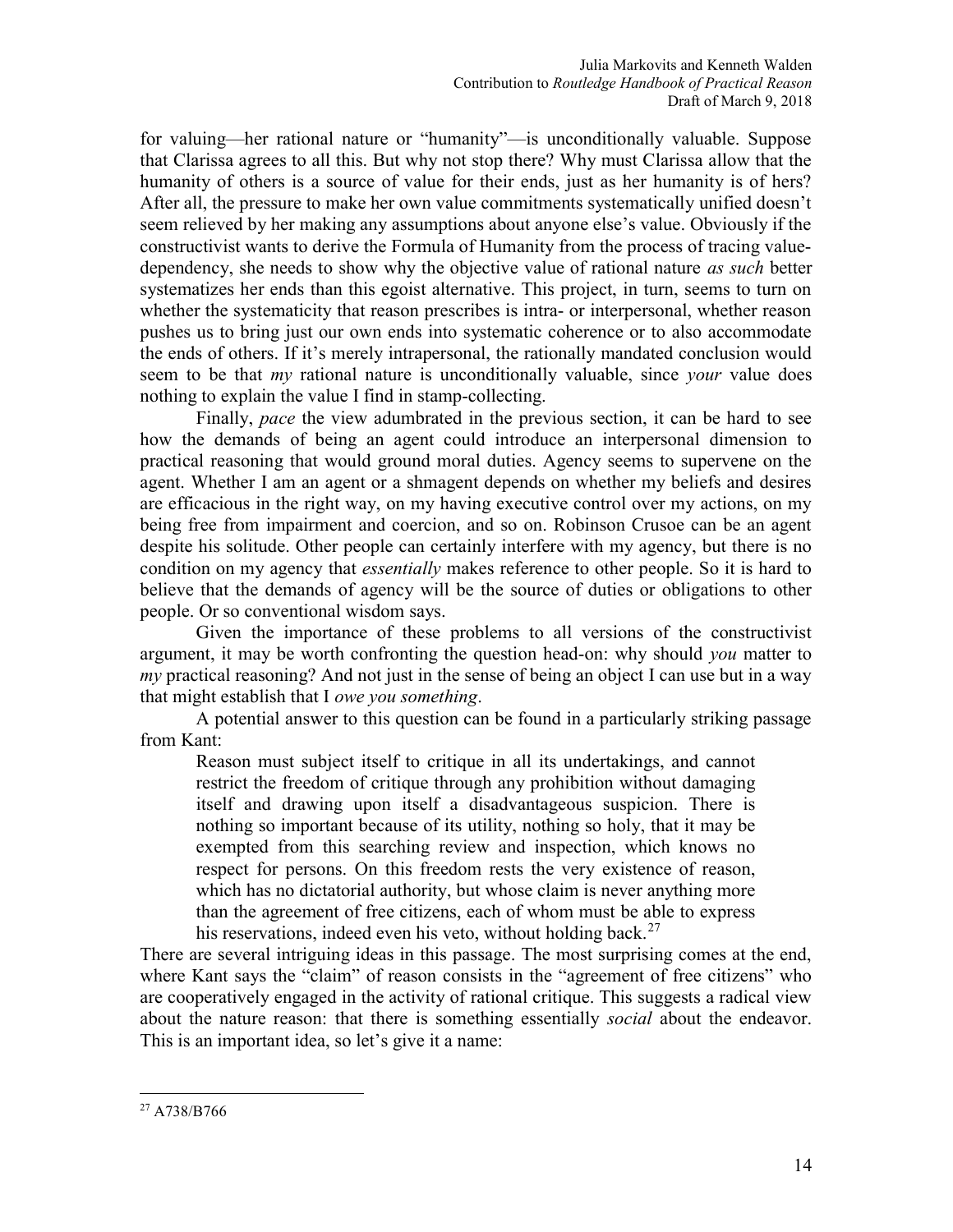for valuing—her rational nature or "humanity"—is unconditionally valuable. Suppose that Clarissa agrees to all this. But why not stop there? Why must Clarissa allow that the humanity of others is a source of value for their ends, just as her humanity is of hers? After all, the pressure to make her own value commitments systematically unified doesn't seem relieved by her making any assumptions about anyone else's value. Obviously if the constructivist wants to derive the Formula of Humanity from the process of tracing value-dependency, she needs to show why the objective value of rational nature *as such* better systematizes her ends than this egoist alternative. This project, in turn, seems to turn on whether the systematicity that reason prescribes is intra- or interpersonal, whether reason pushes us to bring just our own ends into systematic coherence or to also accommodate the ends of others. If it's merely intrapersonal, the rationally mandated conclusion would seem to be that *my* rational nature is unconditionally valuable, since *your* value does nothing to explain the value I find in stamp-collecting.

Finally, *pace* the view adumbrated in the previous section, it can be hard to see how the demands of being an agent could introduce an interpersonal dimension to practical reasoning that would ground moral duties. Agency seems to supervene on the agent. Whether I am an agent or a shmagent depends on whether my beliefs and desires are efficacious in the right way, on my having executive control over my actions, on my being free from impairment and coercion, and so on. Robinson Crusoe can be an agent despite his solitude. Other people can certainly interfere with my agency, but there is no condition on my agency that *essentially* makes reference to other people. So it is hard to believe that the demands of agency will be the source of duties or obligations to other people. Or so conventional wisdom says.

Given the importance of these problems to all versions of the constructivist argument, it may be worth confronting the question head-on: why should *you* matter to *my* practical reasoning? And not just in the sense of being an object I can use but in a way that might establish that I *owe you something*.

A potential answer to this question can be found in a particularly striking passage from Kant:

> Reason must subject itself to critique in all its undertakings, and cannot restrict the freedom of critique through any prohibition without damaging itself and drawing upon itself a disadvantageous suspicion. There is nothing so important because of its utility, nothing so holy, that it may be exempted from this searching review and inspection, which knows no respect for persons. On this freedom rests the very existence of reason, which has no dictatorial authority, but whose claim is never anything more than the agreement of free citizens, each of whom must be able to express his reservations, indeed even his veto, without holding back.[27]

There are several intriguing ideas in this passage. The most surprising comes at the end, where Kant says the "claim" of reason consists in the "agreement of free citizens" who are cooperatively engaged in the activity of rational critique. This suggests a radical view about the nature reason: that there is something essentially *social* about the endeavor. This is an important idea, so let's give it a name:

[27] A738/B766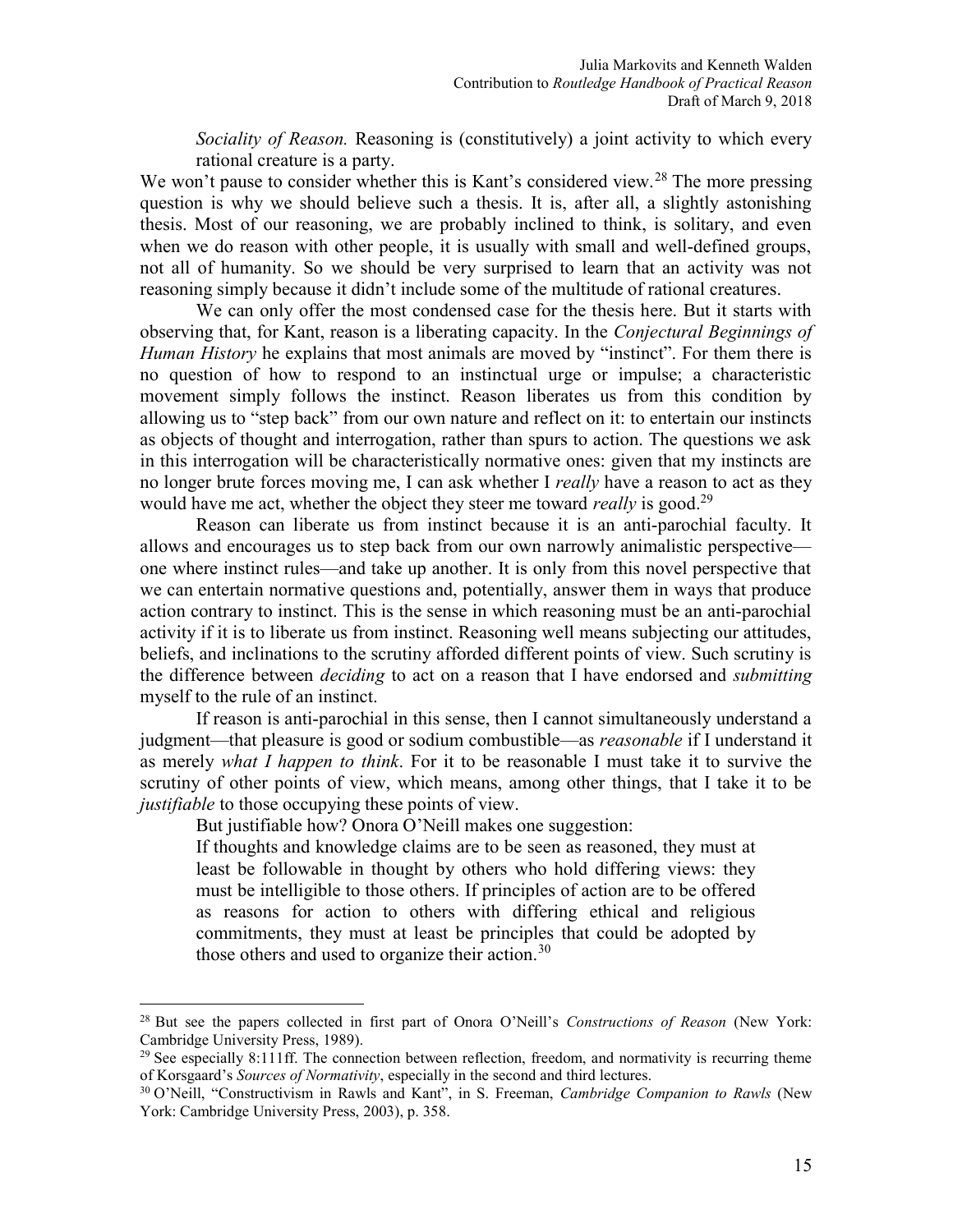> *Sociality of Reason.* Reasoning is (constitutively) a joint activity to which every rational creature is a party.

We won't pause to consider whether this is Kant's considered view.[28] The more pressing question is why we should believe such a thesis. It is, after all, a slightly astonishing thesis. Most of our reasoning, we are probably inclined to think, is solitary, and even when we do reason with other people, it is usually with small and well-defined groups, not all of humanity. So we should be very surprised to learn that an activity was not reasoning simply because it didn't include some of the multitude of rational creatures.

We can only offer the most condensed case for the thesis here. But it starts with observing that, for Kant, reason is a liberating capacity. In the *Conjectural Beginnings of Human History* he explains that most animals are moved by "instinct". For them there is no question of how to respond to an instinctual urge or impulse; a characteristic movement simply follows the instinct. Reason liberates us from this condition by allowing us to "step back" from our own nature and reflect on it: to entertain our instincts as objects of thought and interrogation, rather than spurs to action. The questions we ask in this interrogation will be characteristically normative ones: given that my instincts are no longer brute forces moving me, I can ask whether I *really* have a reason to act as they would have me act, whether the object they steer me toward *really* is good.[29]

Reason can liberate us from instinct because it is an anti-parochial faculty. It allows and encourages us to step back from our own narrowly animalistic perspective—one where instinct rules—and take up another. It is only from this novel perspective that we can entertain normative questions and, potentially, answer them in ways that produce action contrary to instinct. This is the sense in which reasoning must be an anti-parochial activity if it is to liberate us from instinct. Reasoning well means subjecting our attitudes, beliefs, and inclinations to the scrutiny afforded different points of view. Such scrutiny is the difference between *deciding* to act on a reason that I have endorsed and *submitting* myself to the rule of an instinct.

If reason is anti-parochial in this sense, then I cannot simultaneously understand a judgment—that pleasure is good or sodium combustible—as *reasonable* if I understand it as merely *what I happen to think*. For it to be reasonable I must take it to survive the scrutiny of other points of view, which means, among other things, that I take it to be *justifiable* to those occupying these points of view.

But justifiable how? Onora O'Neill makes one suggestion:

> If thoughts and knowledge claims are to be seen as reasoned, they must at least be followable in thought by others who hold differing views: they must be intelligible to those others. If principles of action are to be offered as reasons for action to others with differing ethical and religious commitments, they must at least be principles that could be adopted by those others and used to organize their action.[30]

---

[28] But see the papers collected in first part of Onora O'Neill's *Constructions of Reason* (New York: Cambridge University Press, 1989).

[29] See especially 8:111ff. The connection between reflection, freedom, and normativity is recurring theme of Korsgaard's *Sources of Normativity*, especially in the second and third lectures.

[30] O'Neill, "Constructivism in Rawls and Kant", in S. Freeman, *Cambridge Companion to Rawls* (New York: Cambridge University Press, 2003), p. 358.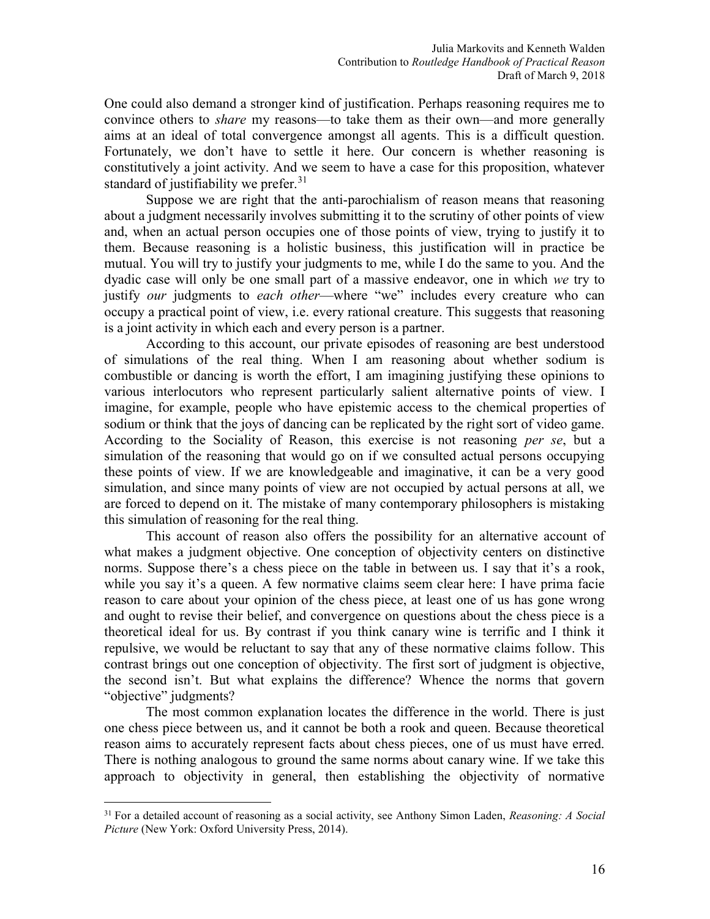One could also demand a stronger kind of justification. Perhaps reasoning requires me to convince others to *share* my reasons—to take them as their own—and more generally aims at an ideal of total convergence amongst all agents. This is a difficult question. Fortunately, we don't have to settle it here. Our concern is whether reasoning is constitutively a joint activity. And we seem to have a case for this proposition, whatever standard of justifiability we prefer.[31]

Suppose we are right that the anti-parochialism of reason means that reasoning about a judgment necessarily involves submitting it to the scrutiny of other points of view and, when an actual person occupies one of those points of view, trying to justify it to them. Because reasoning is a holistic business, this justification will in practice be mutual. You will try to justify your judgments to me, while I do the same to you. And the dyadic case will only be one small part of a massive endeavor, one in which *we* try to justify *our* judgments to *each other*—where "we" includes every creature who can occupy a practical point of view, i.e. every rational creature. This suggests that reasoning is a joint activity in which each and every person is a partner.

According to this account, our private episodes of reasoning are best understood of simulations of the real thing. When I am reasoning about whether sodium is combustible or dancing is worth the effort, I am imagining justifying these opinions to various interlocutors who represent particularly salient alternative points of view. I imagine, for example, people who have epistemic access to the chemical properties of sodium or think that the joys of dancing can be replicated by the right sort of video game. According to the Sociality of Reason, this exercise is not reasoning *per se*, but a simulation of the reasoning that would go on if we consulted actual persons occupying these points of view. If we are knowledgeable and imaginative, it can be a very good simulation, and since many points of view are not occupied by actual persons at all, we are forced to depend on it. The mistake of many contemporary philosophers is mistaking this simulation of reasoning for the real thing.

This account of reason also offers the possibility for an alternative account of what makes a judgment objective. One conception of objectivity centers on distinctive norms. Suppose there's a chess piece on the table in between us. I say that it's a rook, while you say it's a queen. A few normative claims seem clear here: I have prima facie reason to care about your opinion of the chess piece, at least one of us has gone wrong and ought to revise their belief, and convergence on questions about the chess piece is a theoretical ideal for us. By contrast if you think canary wine is terrific and I think it repulsive, we would be reluctant to say that any of these normative claims follow. This contrast brings out one conception of objectivity. The first sort of judgment is objective, the second isn't. But what explains the difference? Whence the norms that govern "objective" judgments?

The most common explanation locates the difference in the world. There is just one chess piece between us, and it cannot be both a rook and queen. Because theoretical reason aims to accurately represent facts about chess pieces, one of us must have erred. There is nothing analogous to ground the same norms about canary wine. If we take this approach to objectivity in general, then establishing the objectivity of normative

---

[31] For a detailed account of reasoning as a social activity, see Anthony Simon Laden, *Reasoning: A Social Picture* (New York: Oxford University Press, 2014).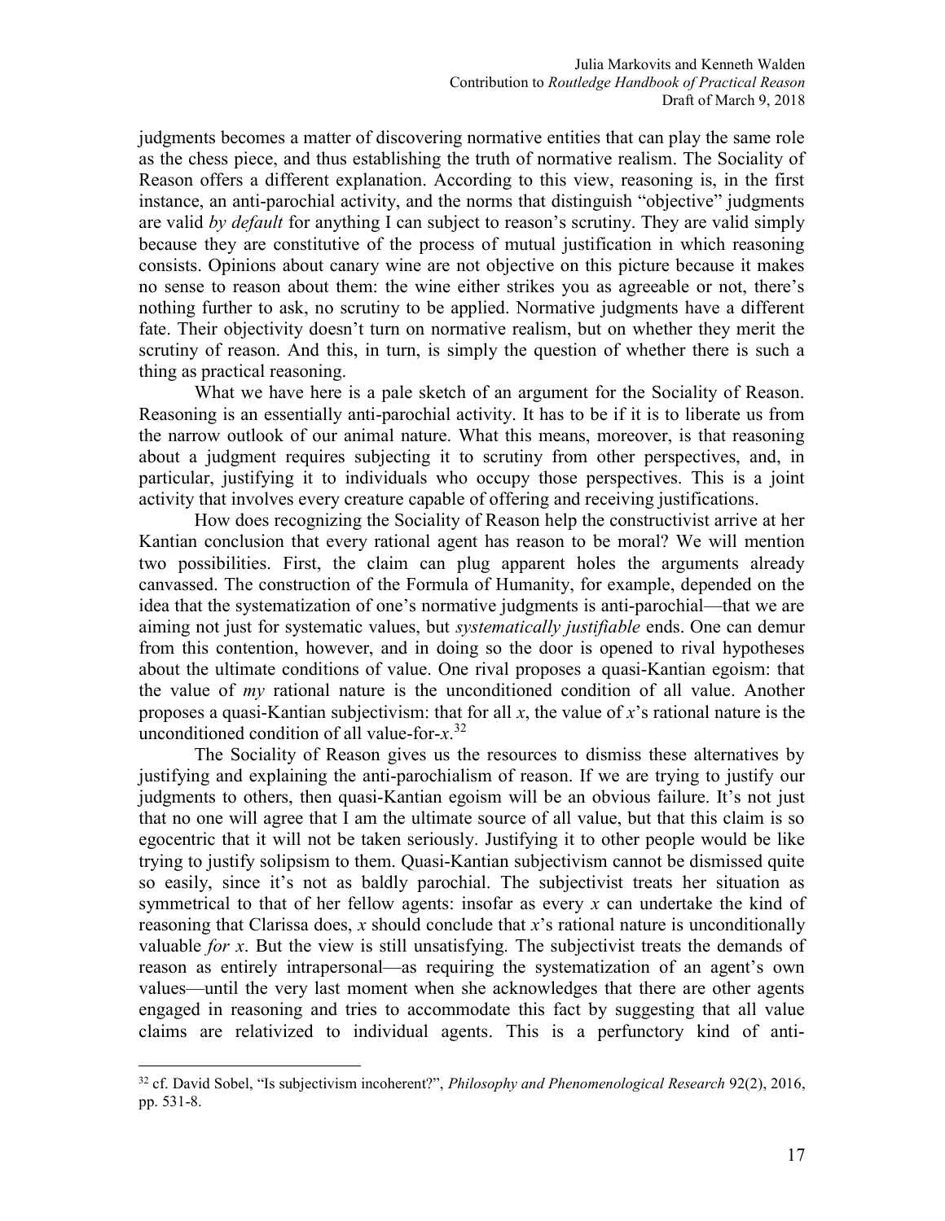judgments becomes a matter of discovering normative entities that can play the same role as the chess piece, and thus establishing the truth of normative realism. The Sociality of Reason offers a different explanation. According to this view, reasoning is, in the first instance, an anti-parochial activity, and the norms that distinguish "objective" judgments are valid *by default* for anything I can subject to reason's scrutiny. They are valid simply because they are constitutive of the process of mutual justification in which reasoning consists. Opinions about canary wine are not objective on this picture because it makes no sense to reason about them: the wine either strikes you as agreeable or not, there's nothing further to ask, no scrutiny to be applied. Normative judgments have a different fate. Their objectivity doesn't turn on normative realism, but on whether they merit the scrutiny of reason. And this, in turn, is simply the question of whether there is such a thing as practical reasoning.

What we have here is a pale sketch of an argument for the Sociality of Reason. Reasoning is an essentially anti-parochial activity. It has to be if it is to liberate us from the narrow outlook of our animal nature. What this means, moreover, is that reasoning about a judgment requires subjecting it to scrutiny from other perspectives, and, in particular, justifying it to individuals who occupy those perspectives. This is a joint activity that involves every creature capable of offering and receiving justifications.

How does recognizing the Sociality of Reason help the constructivist arrive at her Kantian conclusion that every rational agent has reason to be moral? We will mention two possibilities. First, the claim can plug apparent holes the arguments already canvassed. The construction of the Formula of Humanity, for example, depended on the idea that the systematization of one's normative judgments is anti-parochial—that we are aiming not just for systematic values, but *systematically justifiable* ends. One can demur from this contention, however, and in doing so the door is opened to rival hypotheses about the ultimate conditions of value. One rival proposes a quasi-Kantian egoism: that the value of *my* rational nature is the unconditioned condition of all value. Another proposes a quasi-Kantian subjectivism: that for all *x*, the value of *x*'s rational nature is the unconditioned condition of all value-for-*x*.[32]

The Sociality of Reason gives us the resources to dismiss these alternatives by justifying and explaining the anti-parochialism of reason. If we are trying to justify our judgments to others, then quasi-Kantian egoism will be an obvious failure. It's not just that no one will agree that I am the ultimate source of all value, but that this claim is so egocentric that it will not be taken seriously. Justifying it to other people would be like trying to justify solipsism to them. Quasi-Kantian subjectivism cannot be dismissed quite so easily, since it's not as baldly parochial. The subjectivist treats her situation as symmetrical to that of her fellow agents: insofar as every *x* can undertake the kind of reasoning that Clarissa does, *x* should conclude that *x*'s rational nature is unconditionally valuable *for x*. But the view is still unsatisfying. The subjectivist treats the demands of reason as entirely intrapersonal—as requiring the systematization of an agent's own values—until the very last moment when she acknowledges that there are other agents engaged in reasoning and tries to accommodate this fact by suggesting that all value claims are relativized to individual agents. This is a perfunctory kind of anti-

[32] cf. David Sobel, "Is subjectivism incoherent?", *Philosophy and Phenomenological Research* 92(2), 2016, pp. 531-8.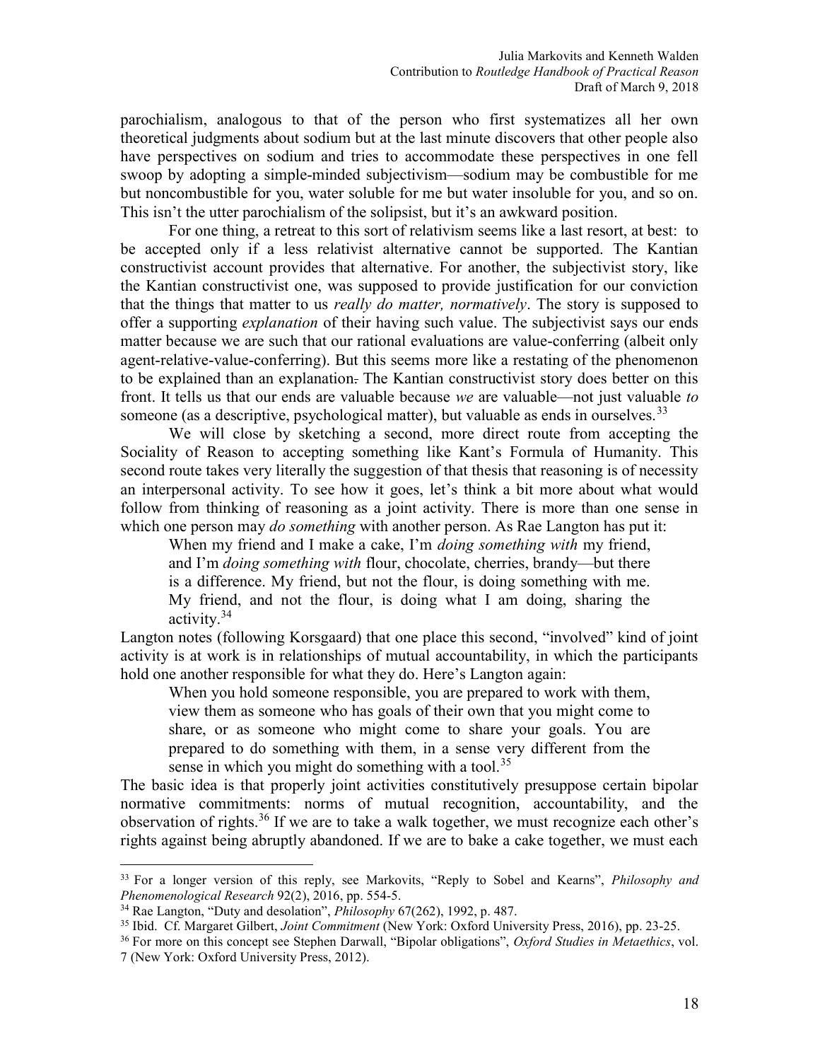parochialism, analogous to that of the person who first systematizes all her own theoretical judgments about sodium but at the last minute discovers that other people also have perspectives on sodium and tries to accommodate these perspectives in one fell swoop by adopting a simple-minded subjectivism—sodium may be combustible for me but noncombustible for you, water soluble for me but water insoluble for you, and so on. This isn't the utter parochialism of the solipsist, but it's an awkward position.

For one thing, a retreat to this sort of relativism seems like a last resort, at best: to be accepted only if a less relativist alternative cannot be supported. The Kantian constructivist account provides that alternative. For another, the subjectivist story, like the Kantian constructivist one, was supposed to provide justification for our conviction that the things that matter to us *really do matter, normatively*. The story is supposed to offer a supporting *explanation* of their having such value. The subjectivist says our ends matter because we are such that our rational evaluations are value-conferring (albeit only agent-relative-value-conferring). But this seems more like a restating of the phenomenon to be explained than an explanation. The Kantian constructivist story does better on this front. It tells us that our ends are valuable because *we* are valuable—not just valuable *to* someone (as a descriptive, psychological matter), but valuable as ends in ourselves.[33]

We will close by sketching a second, more direct route from accepting the Sociality of Reason to accepting something like Kant's Formula of Humanity. This second route takes very literally the suggestion of that thesis that reasoning is of necessity an interpersonal activity. To see how it goes, let's think a bit more about what would follow from thinking of reasoning as a joint activity. There is more than one sense in which one person may *do something* with another person. As Rae Langton has put it:

> When my friend and I make a cake, I'm *doing something with* my friend, and I'm *doing something with* flour, chocolate, cherries, brandy—but there is a difference. My friend, but not the flour, is doing something with me. My friend, and not the flour, is doing what I am doing, sharing the activity.[34]

Langton notes (following Korsgaard) that one place this second, "involved" kind of joint activity is at work is in relationships of mutual accountability, in which the participants hold one another responsible for what they do. Here's Langton again:

> When you hold someone responsible, you are prepared to work with them, view them as someone who has goals of their own that you might come to share, or as someone who might come to share your goals. You are prepared to do something with them, in a sense very different from the sense in which you might do something with a tool.[35]

The basic idea is that properly joint activities constitutively presuppose certain bipolar normative commitments: norms of mutual recognition, accountability, and the observation of rights.[36] If we are to take a walk together, we must recognize each other's rights against being abruptly abandoned. If we are to bake a cake together, we must each

---

[33] For a longer version of this reply, see Markovits, "Reply to Sobel and Kearns", *Philosophy and Phenomenological Research* 92(2), 2016, pp. 554-5.

[34] Rae Langton, "Duty and desolation", *Philosophy* 67(262), 1992, p. 487.

[35] Ibid. Cf. Margaret Gilbert, *Joint Commitment* (New York: Oxford University Press, 2016), pp. 23-25.

[36] For more on this concept see Stephen Darwall, "Bipolar obligations", *Oxford Studies in Metaethics*, vol. 7 (New York: Oxford University Press, 2012).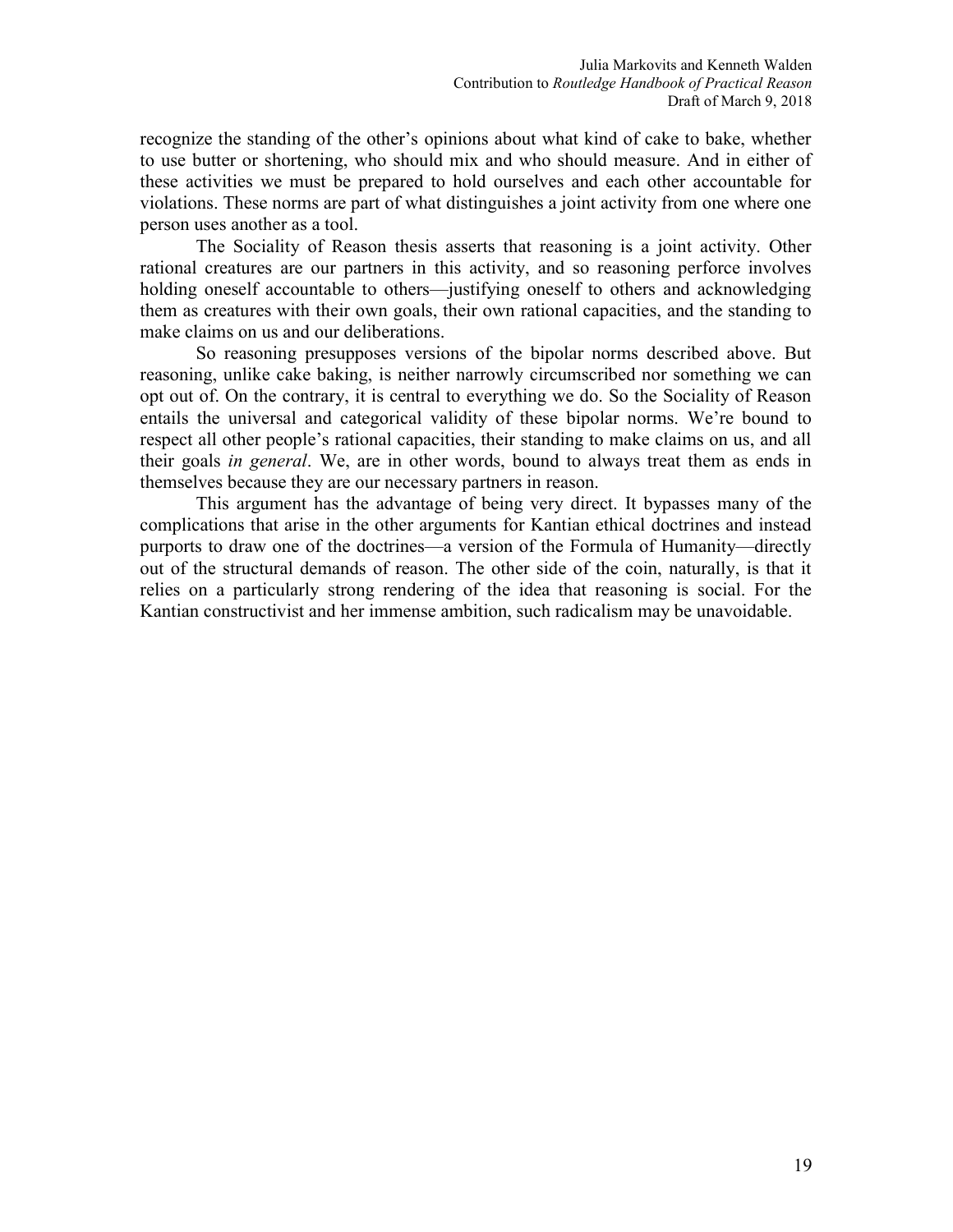recognize the standing of the other's opinions about what kind of cake to bake, whether to use butter or shortening, who should mix and who should measure. And in either of these activities we must be prepared to hold ourselves and each other accountable for violations. These norms are part of what distinguishes a joint activity from one where one person uses another as a tool.

The Sociality of Reason thesis asserts that reasoning is a joint activity. Other rational creatures are our partners in this activity, and so reasoning perforce involves holding oneself accountable to others—justifying oneself to others and acknowledging them as creatures with their own goals, their own rational capacities, and the standing to make claims on us and our deliberations.

So reasoning presupposes versions of the bipolar norms described above. But reasoning, unlike cake baking, is neither narrowly circumscribed nor something we can opt out of. On the contrary, it is central to everything we do. So the Sociality of Reason entails the universal and categorical validity of these bipolar norms. We're bound to respect all other people's rational capacities, their standing to make claims on us, and all their goals *in general*. We, are in other words, bound to always treat them as ends in themselves because they are our necessary partners in reason.

This argument has the advantage of being very direct. It bypasses many of the complications that arise in the other arguments for Kantian ethical doctrines and instead purports to draw one of the doctrines—a version of the Formula of Humanity—directly out of the structural demands of reason. The other side of the coin, naturally, is that it relies on a particularly strong rendering of the idea that reasoning is social. For the Kantian constructivist and her immense ambition, such radicalism may be unavoidable.